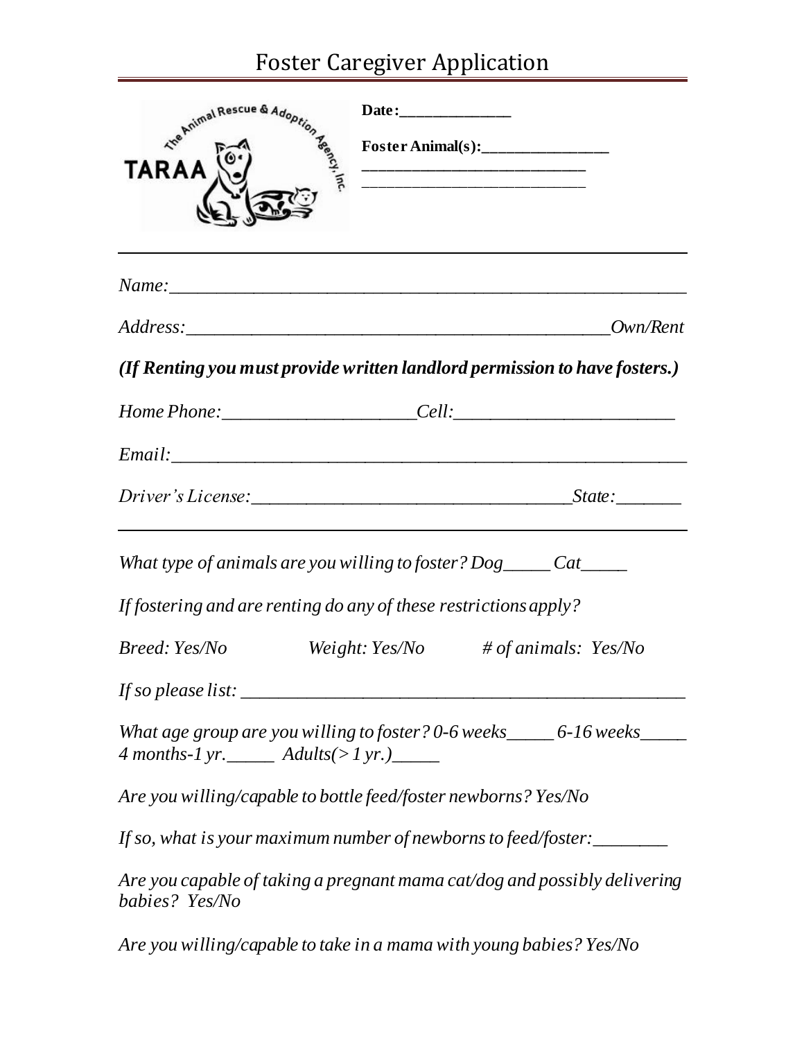# Foster Caregiver Application

The Animal Rescue & Adoption Agency, Inc.

TARAA

**Date:**_______________

**Foster Animal(s):**_________________
_____________________________
_____________________________

---

*Name:*__________________________________________________________

*Address:*______________________________________________*Own/Rent*

***(If Renting you must provide written landlord permission to have fosters.)***

*Home Phone:*_____________________*Cell:*________________________

*Email:*__________________________________________________________

*Driver's License:*___________________________________*State:*_______

---

*What type of animals are you willing to foster? Dog_____ Cat_____*

*If fostering and are renting do any of these restrictions apply?*

*Breed: Yes/No*  *Weight: Yes/No*  *# of animals: Yes/No*

*If so please list:* ____________________________________________________

*What age group are you willing to foster? 0-6 weeks_____ 6-16 weeks_____ 4 months-1 yr._____ Adults(> 1 yr.)_____*

*Are you willing/capable to bottle feed/foster newborns? Yes/No*

*If so, what is your maximum number of newborns to feed/foster:*________

*Are you capable of taking a pregnant mama cat/dog and possibly delivering babies? Yes/No*

*Are you willing/capable to take in a mama with young babies? Yes/No*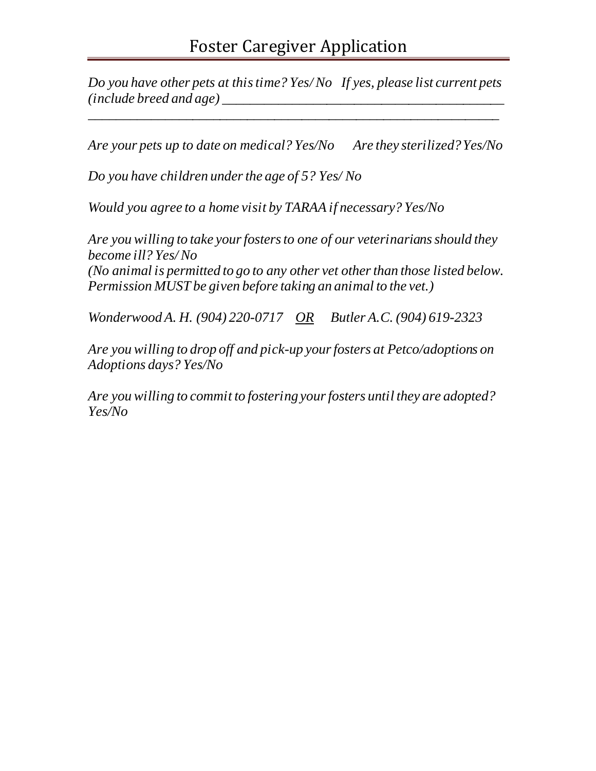# Foster Caregiver Application

*Do you have other pets at this time? Yes/ No   If yes, please list current pets (include breed and age) ___________________________________________*
*______________________________________________________________*

*Are your pets up to date on medical? Yes/No      Are they sterilized? Yes/No*

*Do you have children under the age of 5? Yes/ No*

*Would you agree to a home visit by TARAA if necessary? Yes/No*

*Are you willing to take your fosters to one of our veterinarians should they become ill? Yes/ No*
*(No animal is permitted to go to any other vet other than those listed below. Permission MUST be given before taking an animal to the vet.)*

*Wonderwood A. H. (904) 220-0717    <u>OR</u>    Butler A.C. (904) 619-2323*

*Are you willing to drop off and pick-up your fosters at Petco/adoptions on Adoptions days? Yes/No*

*Are you willing to commit to fostering your fosters until they are adopted? Yes/No*